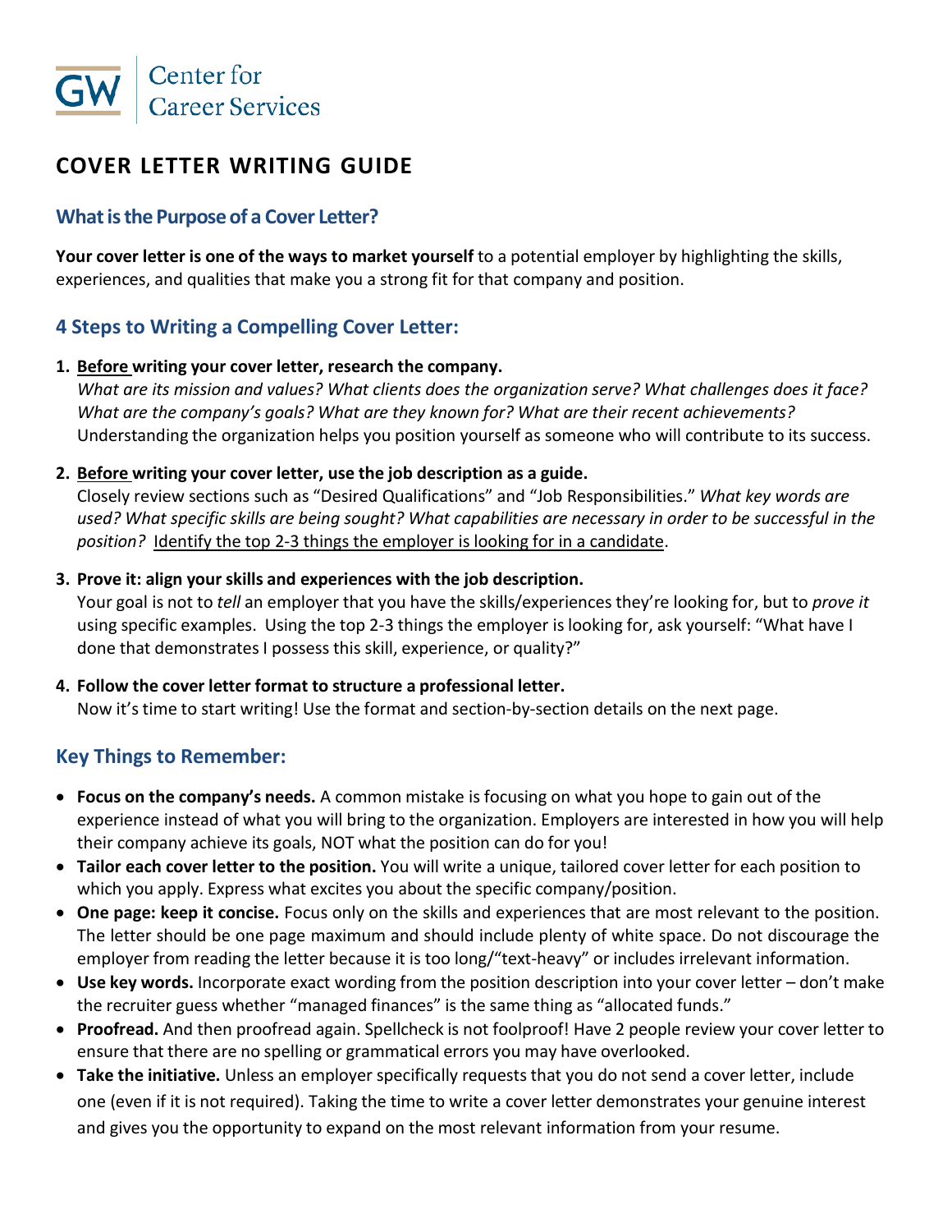GW Center for Career Services

# COVER LETTER WRITING GUIDE

## What is the Purpose of a Cover Letter?

**Your cover letter is one of the ways to market yourself** to a potential employer by highlighting the skills, experiences, and qualities that make you a strong fit for that company and position.

## 4 Steps to Writing a Compelling Cover Letter:

1. **<u>Before</u> writing your cover letter, research the company.**
   *What are its mission and values? What clients does the organization serve? What challenges does it face? What are the company's goals? What are they known for? What are their recent achievements?* Understanding the organization helps you position yourself as someone who will contribute to its success.

2. **<u>Before</u> writing your cover letter, use the job description as a guide.**
   Closely review sections such as "Desired Qualifications" and "Job Responsibilities." *What key words are used? What specific skills are being sought? What capabilities are necessary in order to be successful in the position?* <u>Identify the top 2-3 things the employer is looking for in a candidate</u>.

3. **Prove it: align your skills and experiences with the job description.**
   Your goal is not to *tell* an employer that you have the skills/experiences they're looking for, but to *prove it* using specific examples. Using the top 2-3 things the employer is looking for, ask yourself: "What have I done that demonstrates I possess this skill, experience, or quality?"

4. **Follow the cover letter format to structure a professional letter.**
   Now it's time to start writing! Use the format and section-by-section details on the next page.

## Key Things to Remember:

- **Focus on the company's needs.** A common mistake is focusing on what you hope to gain out of the experience instead of what you will bring to the organization. Employers are interested in how you will help their company achieve its goals, NOT what the position can do for you!
- **Tailor each cover letter to the position.** You will write a unique, tailored cover letter for each position to which you apply. Express what excites you about the specific company/position.
- **One page: keep it concise.** Focus only on the skills and experiences that are most relevant to the position. The letter should be one page maximum and should include plenty of white space. Do not discourage the employer from reading the letter because it is too long/"text-heavy" or includes irrelevant information.
- **Use key words.** Incorporate exact wording from the position description into your cover letter – don't make the recruiter guess whether "managed finances" is the same thing as "allocated funds."
- **Proofread.** And then proofread again. Spellcheck is not foolproof! Have 2 people review your cover letter to ensure that there are no spelling or grammatical errors you may have overlooked.
- **Take the initiative.** Unless an employer specifically requests that you do not send a cover letter, include one (even if it is not required). Taking the time to write a cover letter demonstrates your genuine interest and gives you the opportunity to expand on the most relevant information from your resume.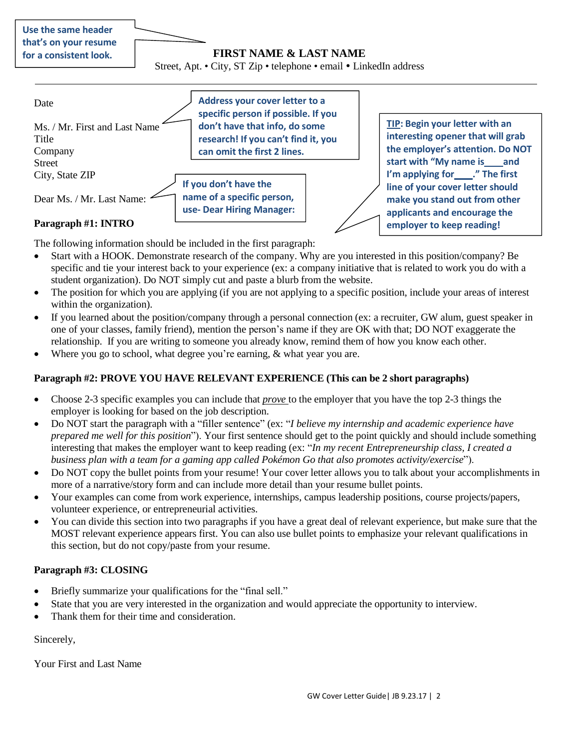> **Use the same header that's on your resume for a consistent look.**

**FIRST NAME & LAST NAME**

Street, Apt. • City, ST Zip • telephone • email • LinkedIn address

---

Date

Ms. / Mr. First and Last Name
Title
Company
Street
City, State ZIP

> **Address your cover letter to a specific person if possible. If you don't have that info, do some research! If you can't find it, you can omit the first 2 lines.**

Dear Ms. / Mr. Last Name:

> **If you don't have the name of a specific person, use- Dear Hiring Manager:**

> **TIP: Begin your letter with an interesting opener that will grab the employer's attention. Do NOT start with "My name is\_\_\_\_and I'm applying for\_\_\_\_." The first line of your cover letter should make you stand out from other applicants and encourage the employer to keep reading!**

**Paragraph #1: INTRO**

The following information should be included in the first paragraph:

- Start with a HOOK. Demonstrate research of the company. Why are you interested in this position/company? Be specific and tie your interest back to your experience (ex: a company initiative that is related to work you do with a student organization). Do NOT simply cut and paste a blurb from the website.
- The position for which you are applying (if you are not applying to a specific position, include your areas of interest within the organization).
- If you learned about the position/company through a personal connection (ex: a recruiter, GW alum, guest speaker in one of your classes, family friend), mention the person's name if they are OK with that; DO NOT exaggerate the relationship. If you are writing to someone you already know, remind them of how you know each other.
- Where you go to school, what degree you're earning, & what year you are.

**Paragraph #2: PROVE YOU HAVE RELEVANT EXPERIENCE (This can be 2 short paragraphs)**

- Choose 2-3 specific examples you can include that *prove* to the employer that you have the top 2-3 things the employer is looking for based on the job description.
- Do NOT start the paragraph with a "filler sentence" (ex: "*I believe my internship and academic experience have prepared me well for this position*"). Your first sentence should get to the point quickly and should include something interesting that makes the employer want to keep reading (ex: "*In my recent Entrepreneurship class, I created a business plan with a team for a gaming app called Pokémon Go that also promotes activity/exercise*").
- Do NOT copy the bullet points from your resume! Your cover letter allows you to talk about your accomplishments in more of a narrative/story form and can include more detail than your resume bullet points.
- Your examples can come from work experience, internships, campus leadership positions, course projects/papers, volunteer experience, or entrepreneurial activities.
- You can divide this section into two paragraphs if you have a great deal of relevant experience, but make sure that the MOST relevant experience appears first. You can also use bullet points to emphasize your relevant qualifications in this section, but do not copy/paste from your resume.

**Paragraph #3: CLOSING**

- Briefly summarize your qualifications for the "final sell."
- State that you are very interested in the organization and would appreciate the opportunity to interview.
- Thank them for their time and consideration.

Sincerely,

Your First and Last Name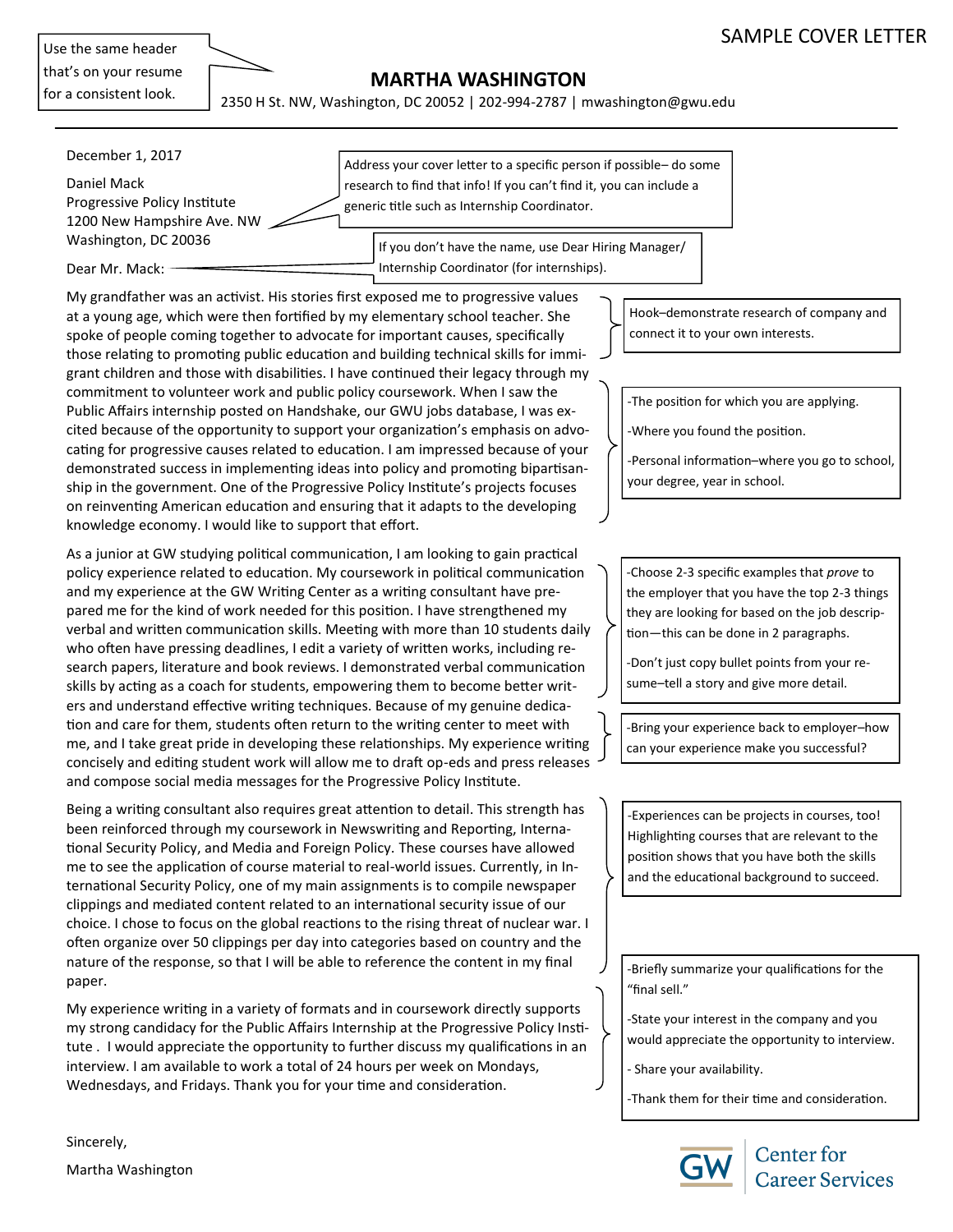SAMPLE COVER LETTER

> Use the same header that's on your resume for a consistent look.

# MARTHA WASHINGTON

2350 H St. NW, Washington, DC 20052 | 202-994-2787 | mwashington@gwu.edu

---

December 1, 2017

Daniel Mack
Progressive Policy Institute
1200 New Hampshire Ave. NW
Washington, DC 20036

> Address your cover letter to a specific person if possible– do some research to find that info! If you can't find it, you can include a generic title such as Internship Coordinator.

Dear Mr. Mack:

> If you don't have the name, use Dear Hiring Manager/ Internship Coordinator (for internships).

My grandfather was an activist. His stories first exposed me to progressive values at a young age, which were then fortified by my elementary school teacher. She spoke of people coming together to advocate for important causes, specifically those relating to promoting public education and building technical skills for immigrant children and those with disabilities. I have continued their legacy through my commitment to volunteer work and public policy coursework. When I saw the Public Affairs internship posted on Handshake, our GWU jobs database, I was excited because of the opportunity to support your organization's emphasis on advocating for progressive causes related to education. I am impressed because of your demonstrated success in implementing ideas into policy and promoting bipartisanship in the government. One of the Progressive Policy Institute's projects focuses on reinventing American education and ensuring that it adapts to the developing knowledge economy. I would like to support that effort.

> Hook–demonstrate research of company and connect it to your own interests.

> -The position for which you are applying.
>
> -Where you found the position.
>
> -Personal information–where you go to school, your degree, year in school.

As a junior at GW studying political communication, I am looking to gain practical policy experience related to education. My coursework in political communication and my experience at the GW Writing Center as a writing consultant have prepared me for the kind of work needed for this position. I have strengthened my verbal and written communication skills. Meeting with more than 10 students daily who often have pressing deadlines, I edit a variety of written works, including research papers, literature and book reviews. I demonstrated verbal communication skills by acting as a coach for students, empowering them to become better writers and understand effective writing techniques. Because of my genuine dedication and care for them, students often return to the writing center to meet with me, and I take great pride in developing these relationships. My experience writing concisely and editing student work will allow me to draft op-eds and press releases and compose social media messages for the Progressive Policy Institute.

> -Choose 2-3 specific examples that *prove* to the employer that you have the top 2-3 things they are looking for based on the job description—this can be done in 2 paragraphs.
>
> -Don't just copy bullet points from your resume–tell a story and give more detail.

> -Bring your experience back to employer–how can your experience make you successful?

Being a writing consultant also requires great attention to detail. This strength has been reinforced through my coursework in Newswriting and Reporting, International Security Policy, and Media and Foreign Policy. These courses have allowed me to see the application of course material to real-world issues. Currently, in International Security Policy, one of my main assignments is to compile newspaper clippings and mediated content related to an international security issue of our choice. I chose to focus on the global reactions to the rising threat of nuclear war. I often organize over 50 clippings per day into categories based on country and the nature of the response, so that I will be able to reference the content in my final paper.

> -Experiences can be projects in courses, too! Highlighting courses that are relevant to the position shows that you have both the skills and the educational background to succeed.

My experience writing in a variety of formats and in coursework directly supports my strong candidacy for the Public Affairs Internship at the Progressive Policy Institute . I would appreciate the opportunity to further discuss my qualifications in an interview. I am available to work a total of 24 hours per week on Mondays, Wednesdays, and Fridays. Thank you for your time and consideration.

> -Briefly summarize your qualifications for the "final sell."
>
> -State your interest in the company and you would appreciate the opportunity to interview.
>
> - Share your availability.
>
> -Thank them for their time and consideration.

Sincerely,

Martha Washington

GW Center for Career Services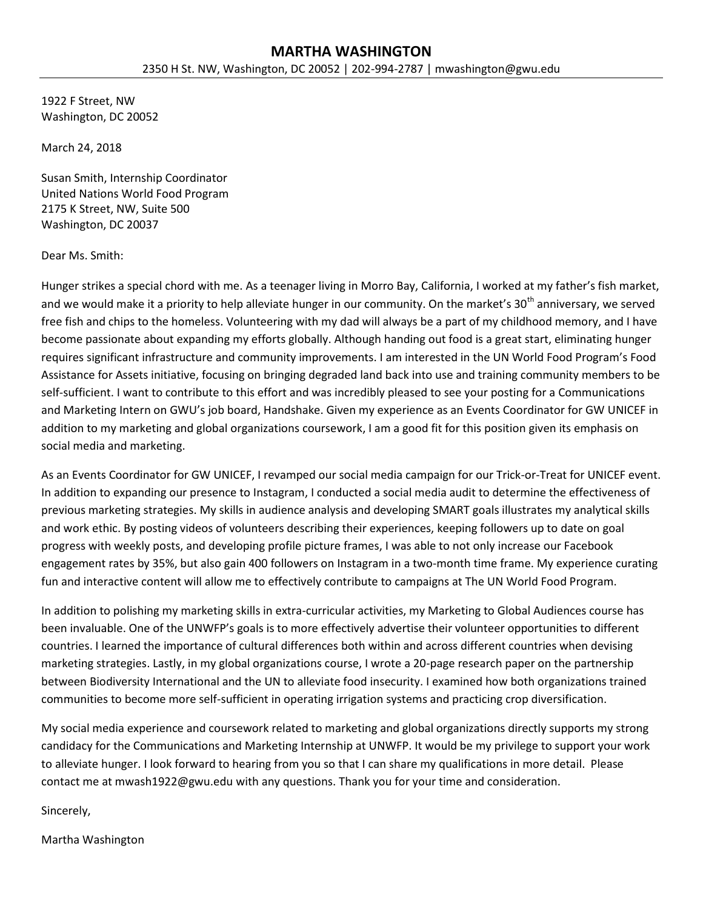# MARTHA WASHINGTON

2350 H St. NW, Washington, DC 20052 | 202-994-2787 | mwashington@gwu.edu

---

1922 F Street, NW
Washington, DC 20052

March 24, 2018

Susan Smith, Internship Coordinator
United Nations World Food Program
2175 K Street, NW, Suite 500
Washington, DC 20037

Dear Ms. Smith:

Hunger strikes a special chord with me. As a teenager living in Morro Bay, California, I worked at my father's fish market, and we would make it a priority to help alleviate hunger in our community. On the market's 30th anniversary, we served free fish and chips to the homeless. Volunteering with my dad will always be a part of my childhood memory, and I have become passionate about expanding my efforts globally. Although handing out food is a great start, eliminating hunger requires significant infrastructure and community improvements. I am interested in the UN World Food Program's Food Assistance for Assets initiative, focusing on bringing degraded land back into use and training community members to be self-sufficient. I want to contribute to this effort and was incredibly pleased to see your posting for a Communications and Marketing Intern on GWU's job board, Handshake. Given my experience as an Events Coordinator for GW UNICEF in addition to my marketing and global organizations coursework, I am a good fit for this position given its emphasis on social media and marketing.

As an Events Coordinator for GW UNICEF, I revamped our social media campaign for our Trick-or-Treat for UNICEF event. In addition to expanding our presence to Instagram, I conducted a social media audit to determine the effectiveness of previous marketing strategies. My skills in audience analysis and developing SMART goals illustrates my analytical skills and work ethic. By posting videos of volunteers describing their experiences, keeping followers up to date on goal progress with weekly posts, and developing profile picture frames, I was able to not only increase our Facebook engagement rates by 35%, but also gain 400 followers on Instagram in a two-month time frame. My experience curating fun and interactive content will allow me to effectively contribute to campaigns at The UN World Food Program.

In addition to polishing my marketing skills in extra-curricular activities, my Marketing to Global Audiences course has been invaluable. One of the UNWFP's goals is to more effectively advertise their volunteer opportunities to different countries. I learned the importance of cultural differences both within and across different countries when devising marketing strategies. Lastly, in my global organizations course, I wrote a 20-page research paper on the partnership between Biodiversity International and the UN to alleviate food insecurity. I examined how both organizations trained communities to become more self-sufficient in operating irrigation systems and practicing crop diversification.

My social media experience and coursework related to marketing and global organizations directly supports my strong candidacy for the Communications and Marketing Internship at UNWFP. It would be my privilege to support your work to alleviate hunger. I look forward to hearing from you so that I can share my qualifications in more detail. Please contact me at mwash1922@gwu.edu with any questions. Thank you for your time and consideration.

Sincerely,

Martha Washington